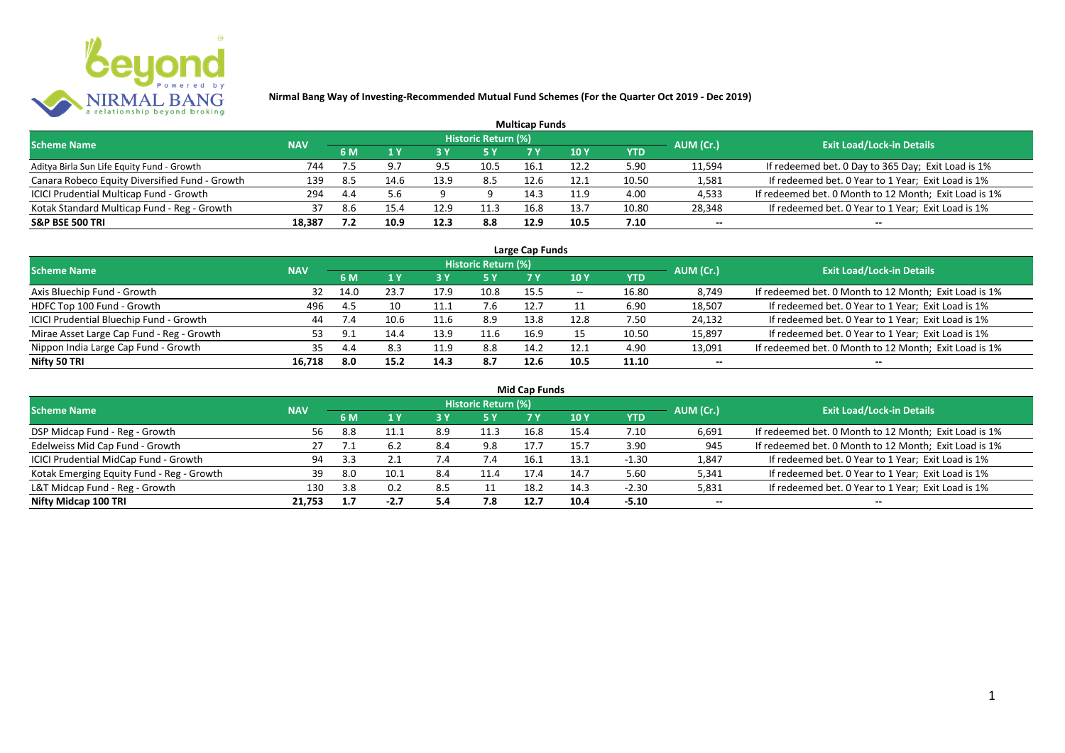# Nirmal Bang Way of Investing-Recommended Mutual Fund Schemes (For the Quarter Oct 2019 - Dec 2019)

## Multicap Funds

| Scheme Name | NAV | Historic Return (%) | | | | | | | AUM (Cr.) | Exit Load/Lock-in Details |
|---|---|---|---|---|---|---|---|---|---|---|
| | | 6 M | 1 Y | 3 Y | 5 Y | 7 Y | 10 Y | YTD | | |
| Aditya Birla Sun Life Equity Fund - Growth | 744 | 7.5 | 9.7 | 9.5 | 10.5 | 16.1 | 12.2 | 5.90 | 11,594 | If redeemed bet. 0 Day to 365 Day; Exit Load is 1% |
| Canara Robeco Equity Diversified Fund - Growth | 139 | 8.5 | 14.6 | 13.9 | 8.5 | 12.6 | 12.1 | 10.50 | 1,581 | If redeemed bet. 0 Year to 1 Year; Exit Load is 1% |
| ICICI Prudential Multicap Fund - Growth | 294 | 4.4 | 5.6 | 9 | 9 | 14.3 | 11.9 | 4.00 | 4,533 | If redeemed bet. 0 Month to 12 Month; Exit Load is 1% |
| Kotak Standard Multicap Fund - Reg - Growth | 37 | 8.6 | 15.4 | 12.9 | 11.3 | 16.8 | 13.7 | 10.80 | 28,348 | If redeemed bet. 0 Year to 1 Year; Exit Load is 1% |
| **S&P BSE 500 TRI** | **18,387** | **7.2** | **10.9** | **12.3** | **8.8** | **12.9** | **10.5** | **7.10** | **--** | **--** |

## Large Cap Funds

| Scheme Name | NAV | Historic Return (%) | | | | | | | AUM (Cr.) | Exit Load/Lock-in Details |
|---|---|---|---|---|---|---|---|---|---|---|
| | | 6 M | 1 Y | 3 Y | 5 Y | 7 Y | 10 Y | YTD | | |
| Axis Bluechip Fund - Growth | 32 | 14.0 | 23.7 | 17.9 | 10.8 | 15.5 | -- | 16.80 | 8,749 | If redeemed bet. 0 Month to 12 Month; Exit Load is 1% |
| HDFC Top 100 Fund - Growth | 496 | 4.5 | 10 | 11.1 | 7.6 | 12.7 | 11 | 6.90 | 18,507 | If redeemed bet. 0 Year to 1 Year; Exit Load is 1% |
| ICICI Prudential Bluechip Fund - Growth | 44 | 7.4 | 10.6 | 11.6 | 8.9 | 13.8 | 12.8 | 7.50 | 24,132 | If redeemed bet. 0 Year to 1 Year; Exit Load is 1% |
| Mirae Asset Large Cap Fund - Reg - Growth | 53 | 9.1 | 14.4 | 13.9 | 11.6 | 16.9 | 15 | 10.50 | 15,897 | If redeemed bet. 0 Year to 1 Year; Exit Load is 1% |
| Nippon India Large Cap Fund - Growth | 35 | 4.4 | 8.3 | 11.9 | 8.8 | 14.2 | 12.1 | 4.90 | 13,091 | If redeemed bet. 0 Month to 12 Month; Exit Load is 1% |
| **Nifty 50 TRI** | **16,718** | **8.0** | **15.2** | **14.3** | **8.7** | **12.6** | **10.5** | **11.10** | **--** | **--** |

## Mid Cap Funds

| Scheme Name | NAV | Historic Return (%) | | | | | | | AUM (Cr.) | Exit Load/Lock-in Details |
|---|---|---|---|---|---|---|---|---|---|---|
| | | 6 M | 1 Y | 3 Y | 5 Y | 7 Y | 10 Y | YTD | | |
| DSP Midcap Fund - Reg - Growth | 56 | 8.8 | 11.1 | 8.9 | 11.3 | 16.8 | 15.4 | 7.10 | 6,691 | If redeemed bet. 0 Month to 12 Month; Exit Load is 1% |
| Edelweiss Mid Cap Fund - Growth | 27 | 7.1 | 6.2 | 8.4 | 9.8 | 17.7 | 15.7 | 3.90 | 945 | If redeemed bet. 0 Month to 12 Month; Exit Load is 1% |
| ICICI Prudential MidCap Fund - Growth | 94 | 3.3 | 2.1 | 7.4 | 7.4 | 16.1 | 13.1 | -1.30 | 1,847 | If redeemed bet. 0 Year to 1 Year; Exit Load is 1% |
| Kotak Emerging Equity Fund - Reg - Growth | 39 | 8.0 | 10.1 | 8.4 | 11.4 | 17.4 | 14.7 | 5.60 | 5,341 | If redeemed bet. 0 Year to 1 Year; Exit Load is 1% |
| L&T Midcap Fund - Reg - Growth | 130 | 3.8 | 0.2 | 8.5 | 11 | 18.2 | 14.3 | -2.30 | 5,831 | If redeemed bet. 0 Year to 1 Year; Exit Load is 1% |
| **Nifty Midcap 100 TRI** | **21,753** | **1.7** | **-2.7** | **5.4** | **7.8** | **12.7** | **10.4** | **-5.10** | **--** | **--** |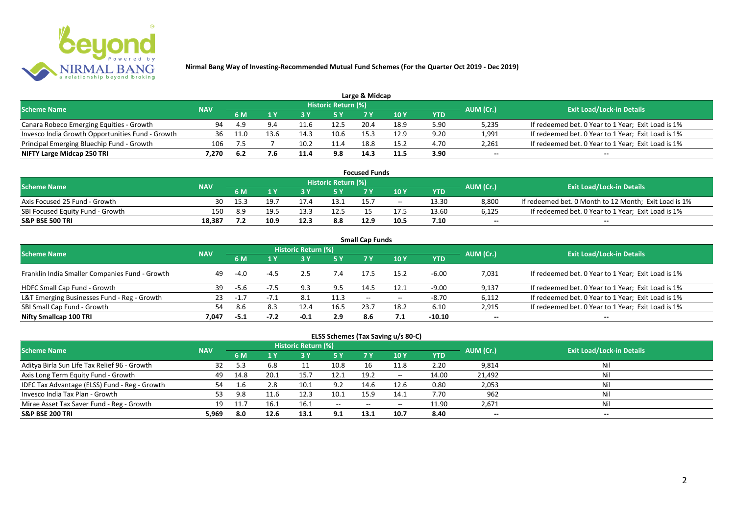# Nirmal Bang Way of Investing-Recommended Mutual Fund Schemes (For the Quarter Oct 2019 - Dec 2019)

## Large & Midcap

| Scheme Name | NAV | Historic Return (%) | | | | | | | AUM (Cr.) | Exit Load/Lock-in Details |
|---|---|---|---|---|---|---|---|---|---|---|
| | | 6 M | 1 Y | 3 Y | 5 Y | 7 Y | 10 Y | YTD | | |
| Canara Robeco Emerging Equities - Growth | 94 | 4.9 | 9.4 | 11.6 | 12.5 | 20.4 | 18.9 | 5.90 | 5,235 | If redeemed bet. 0 Year to 1 Year; Exit Load is 1% |
| Invesco India Growth Opportunities Fund - Growth | 36 | 11.0 | 13.6 | 14.3 | 10.6 | 15.3 | 12.9 | 9.20 | 1,991 | If redeemed bet. 0 Year to 1 Year; Exit Load is 1% |
| Principal Emerging Bluechip Fund - Growth | 106 | 7.5 | 7 | 10.2 | 11.4 | 18.8 | 15.2 | 4.70 | 2,261 | If redeemed bet. 0 Year to 1 Year; Exit Load is 1% |
| **NIFTY Large Midcap 250 TRI** | **7,270** | **6.2** | **7.6** | **11.4** | **9.8** | **14.3** | **11.5** | **3.90** | **--** | **--** |

## Focused Funds

| Scheme Name | NAV | Historic Return (%) | | | | | | | AUM (Cr.) | Exit Load/Lock-in Details |
|---|---|---|---|---|---|---|---|---|---|---|
| | | 6 M | 1 Y | 3 Y | 5 Y | 7 Y | 10 Y | YTD | | |
| Axis Focused 25 Fund - Growth | 30 | 15.3 | 19.7 | 17.4 | 13.1 | 15.7 | -- | 13.30 | 8,800 | If redeemed bet. 0 Month to 12 Month; Exit Load is 1% |
| SBI Focused Equity Fund - Growth | 150 | 8.9 | 19.5 | 13.3 | 12.5 | 15 | 17.5 | 13.60 | 6,125 | If redeemed bet. 0 Year to 1 Year; Exit Load is 1% |
| **S&P BSE 500 TRI** | **18,387** | **7.2** | **10.9** | **12.3** | **8.8** | **12.9** | **10.5** | **7.10** | **--** | **--** |

## Small Cap Funds

| Scheme Name | NAV | Historic Return (%) | | | | | | | AUM (Cr.) | Exit Load/Lock-in Details |
|---|---|---|---|---|---|---|---|---|---|---|
| | | 6 M | 1 Y | 3 Y | 5 Y | 7 Y | 10 Y | YTD | | |
| Franklin India Smaller Companies Fund - Growth | 49 | -4.0 | -4.5 | 2.5 | 7.4 | 17.5 | 15.2 | -6.00 | 7,031 | If redeemed bet. 0 Year to 1 Year; Exit Load is 1% |
| HDFC Small Cap Fund - Growth | 39 | -5.6 | -7.5 | 9.3 | 9.5 | 14.5 | 12.1 | -9.00 | 9,137 | If redeemed bet. 0 Year to 1 Year; Exit Load is 1% |
| L&T Emerging Businesses Fund - Reg - Growth | 23 | -1.7 | -7.1 | 8.1 | 11.3 | -- | -- | -8.70 | 6,112 | If redeemed bet. 0 Year to 1 Year; Exit Load is 1% |
| SBI Small Cap Fund - Growth | 54 | 8.6 | 8.3 | 12.4 | 16.5 | 23.7 | 18.2 | 6.10 | 2,915 | If redeemed bet. 0 Year to 1 Year; Exit Load is 1% |
| **Nifty Smallcap 100 TRI** | **7,047** | **-5.1** | **-7.2** | **-0.1** | **2.9** | **8.6** | **7.1** | **-10.10** | **--** | **--** |

## ELSS Schemes (Tax Saving u/s 80-C)

| Scheme Name | NAV | Historic Return (%) | | | | | | | AUM (Cr.) | Exit Load/Lock-in Details |
|---|---|---|---|---|---|---|---|---|---|---|
| | | 6 M | 1 Y | 3 Y | 5 Y | 7 Y | 10 Y | YTD | | |
| Aditya Birla Sun Life Tax Relief 96 - Growth | 32 | 5.3 | 6.8 | 11 | 10.8 | 16 | 11.8 | 2.20 | 9,814 | Nil |
| Axis Long Term Equity Fund - Growth | 49 | 14.8 | 20.1 | 15.7 | 12.1 | 19.2 | -- | 14.00 | 21,492 | Nil |
| IDFC Tax Advantage (ELSS) Fund - Reg - Growth | 54 | 1.6 | 2.8 | 10.1 | 9.2 | 14.6 | 12.6 | 0.80 | 2,053 | Nil |
| Invesco India Tax Plan - Growth | 53 | 9.8 | 11.6 | 12.3 | 10.1 | 15.9 | 14.1 | 7.70 | 962 | Nil |
| Mirae Asset Tax Saver Fund - Reg - Growth | 19 | 11.7 | 16.1 | 16.1 | -- | -- | -- | 11.90 | 2,671 | Nil |
| **S&P BSE 200 TRI** | **5,969** | **8.0** | **12.6** | **13.1** | **9.1** | **13.1** | **10.7** | **8.40** | **--** | **--** |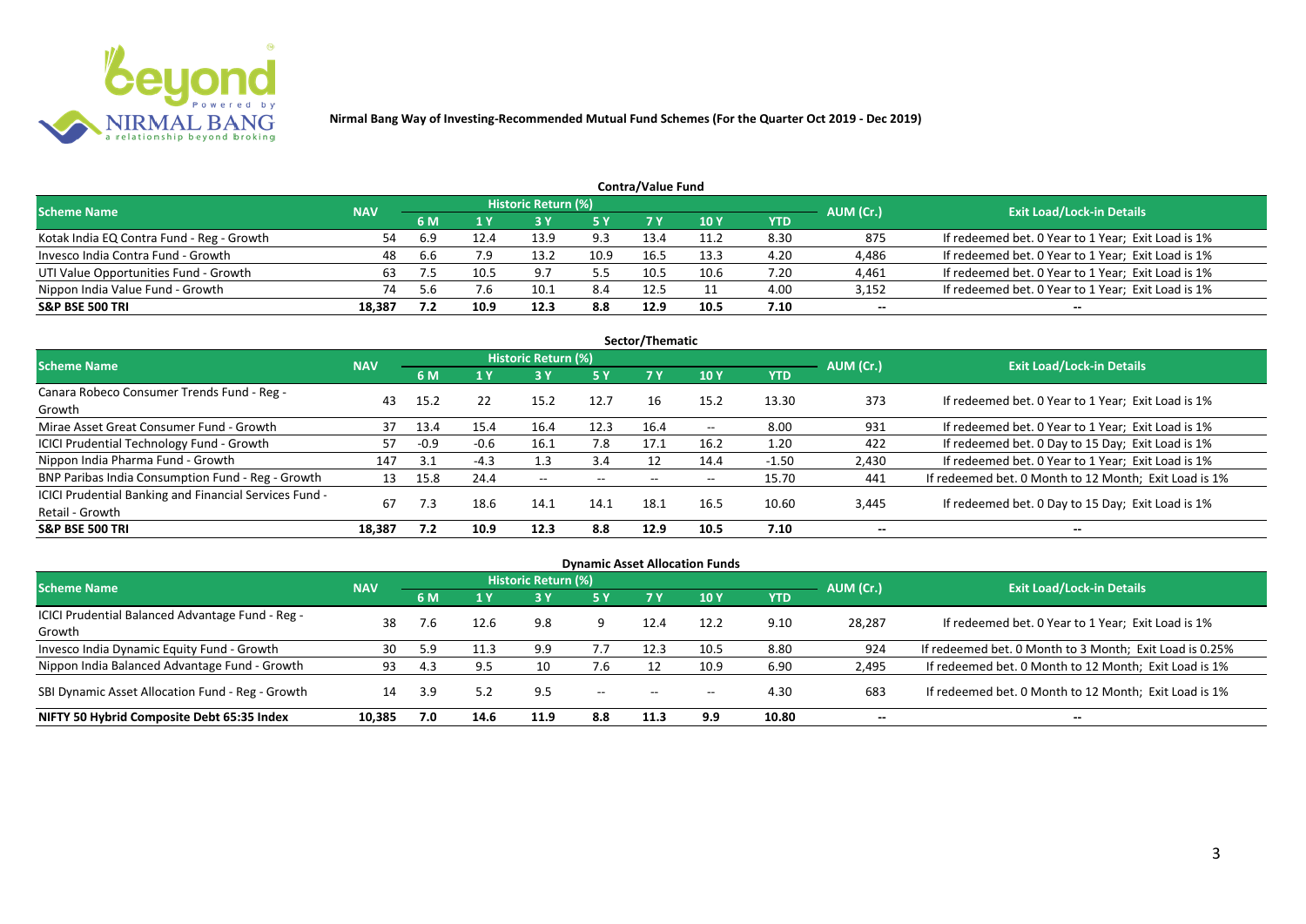**Nirmal Bang Way of Investing-Recommended Mutual Fund Schemes (For the Quarter Oct 2019 - Dec 2019)**

## Contra/Value Fund

| Scheme Name | NAV | Historic Return (%) | | | | | | | AUM (Cr.) | Exit Load/Lock-in Details |
|---|---|---|---|---|---|---|---|---|---|---|
| | | 6 M | 1 Y | 3 Y | 5 Y | 7 Y | 10 Y | YTD | | |
| Kotak India EQ Contra Fund - Reg - Growth | 54 | 6.9 | 12.4 | 13.9 | 9.3 | 13.4 | 11.2 | 8.30 | 875 | If redeemed bet. 0 Year to 1 Year; Exit Load is 1% |
| Invesco India Contra Fund - Growth | 48 | 6.6 | 7.9 | 13.2 | 10.9 | 16.5 | 13.3 | 4.20 | 4,486 | If redeemed bet. 0 Year to 1 Year; Exit Load is 1% |
| UTI Value Opportunities Fund - Growth | 63 | 7.5 | 10.5 | 9.7 | 5.5 | 10.5 | 10.6 | 7.20 | 4,461 | If redeemed bet. 0 Year to 1 Year; Exit Load is 1% |
| Nippon India Value Fund - Growth | 74 | 5.6 | 7.6 | 10.1 | 8.4 | 12.5 | 11 | 4.00 | 3,152 | If redeemed bet. 0 Year to 1 Year; Exit Load is 1% |
| **S&P BSE 500 TRI** | **18,387** | **7.2** | **10.9** | **12.3** | **8.8** | **12.9** | **10.5** | **7.10** | **--** | **--** |

## Sector/Thematic

| Scheme Name | NAV | Historic Return (%) | | | | | | | AUM (Cr.) | Exit Load/Lock-in Details |
|---|---|---|---|---|---|---|---|---|---|---|
| | | 6 M | 1 Y | 3 Y | 5 Y | 7 Y | 10 Y | YTD | | |
| Canara Robeco Consumer Trends Fund - Reg - Growth | 43 | 15.2 | 22 | 15.2 | 12.7 | 16 | 15.2 | 13.30 | 373 | If redeemed bet. 0 Year to 1 Year; Exit Load is 1% |
| Mirae Asset Great Consumer Fund - Growth | 37 | 13.4 | 15.4 | 16.4 | 12.3 | 16.4 | -- | 8.00 | 931 | If redeemed bet. 0 Year to 1 Year; Exit Load is 1% |
| ICICI Prudential Technology Fund - Growth | 57 | -0.9 | -0.6 | 16.1 | 7.8 | 17.1 | 16.2 | 1.20 | 422 | If redeemed bet. 0 Day to 15 Day; Exit Load is 1% |
| Nippon India Pharma Fund - Growth | 147 | 3.1 | -4.3 | 1.3 | 3.4 | 12 | 14.4 | -1.50 | 2,430 | If redeemed bet. 0 Year to 1 Year; Exit Load is 1% |
| BNP Paribas India Consumption Fund - Reg - Growth | 13 | 15.8 | 24.4 | -- | -- | -- | -- | 15.70 | 441 | If redeemed bet. 0 Month to 12 Month; Exit Load is 1% |
| ICICI Prudential Banking and Financial Services Fund - Retail - Growth | 67 | 7.3 | 18.6 | 14.1 | 14.1 | 18.1 | 16.5 | 10.60 | 3,445 | If redeemed bet. 0 Day to 15 Day; Exit Load is 1% |
| **S&P BSE 500 TRI** | **18,387** | **7.2** | **10.9** | **12.3** | **8.8** | **12.9** | **10.5** | **7.10** | **--** | **--** |

## Dynamic Asset Allocation Funds

| Scheme Name | NAV | Historic Return (%) | | | | | | | AUM (Cr.) | Exit Load/Lock-in Details |
|---|---|---|---|---|---|---|---|---|---|---|
| | | 6 M | 1 Y | 3 Y | 5 Y | 7 Y | 10 Y | YTD | | |
| ICICI Prudential Balanced Advantage Fund - Reg - Growth | 38 | 7.6 | 12.6 | 9.8 | 9 | 12.4 | 12.2 | 9.10 | 28,287 | If redeemed bet. 0 Year to 1 Year; Exit Load is 1% |
| Invesco India Dynamic Equity Fund - Growth | 30 | 5.9 | 11.3 | 9.9 | 7.7 | 12.3 | 10.5 | 8.80 | 924 | If redeemed bet. 0 Month to 3 Month; Exit Load is 0.25% |
| Nippon India Balanced Advantage Fund - Growth | 93 | 4.3 | 9.5 | 10 | 7.6 | 12 | 10.9 | 6.90 | 2,495 | If redeemed bet. 0 Month to 12 Month; Exit Load is 1% |
| SBI Dynamic Asset Allocation Fund - Reg - Growth | 14 | 3.9 | 5.2 | 9.5 | -- | -- | -- | 4.30 | 683 | If redeemed bet. 0 Month to 12 Month; Exit Load is 1% |
| **NIFTY 50 Hybrid Composite Debt 65:35 Index** | **10,385** | **7.0** | **14.6** | **11.9** | **8.8** | **11.3** | **9.9** | **10.80** | **--** | **--** |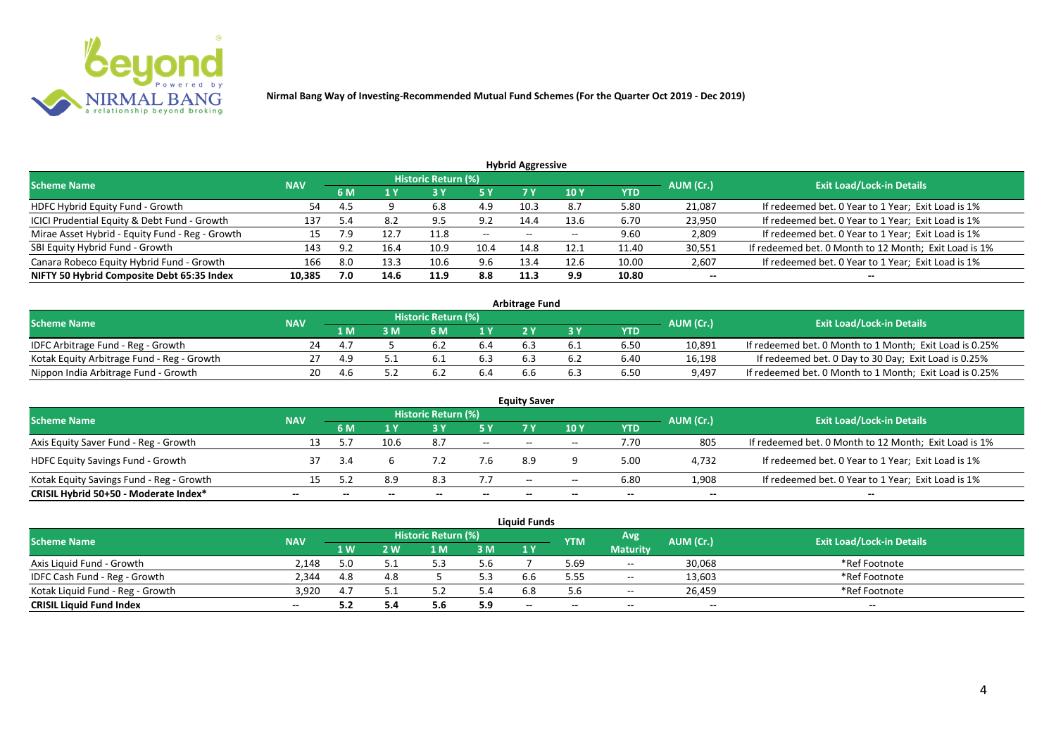**Nirmal Bang Way of Investing-Recommended Mutual Fund Schemes (For the Quarter Oct 2019 - Dec 2019)**

## Hybrid Aggressive

| Scheme Name | NAV | Historic Return (%) | | | | | | | AUM (Cr.) | Exit Load/Lock-in Details |
|---|---|---|---|---|---|---|---|---|---|---|
| | | 6 M | 1 Y | 3 Y | 5 Y | 7 Y | 10 Y | YTD | | |
| HDFC Hybrid Equity Fund - Growth | 54 | 4.5 | 9 | 6.8 | 4.9 | 10.3 | 8.7 | 5.80 | 21,087 | If redeemed bet. 0 Year to 1 Year; Exit Load is 1% |
| ICICI Prudential Equity & Debt Fund - Growth | 137 | 5.4 | 8.2 | 9.5 | 9.2 | 14.4 | 13.6 | 6.70 | 23,950 | If redeemed bet. 0 Year to 1 Year; Exit Load is 1% |
| Mirae Asset Hybrid - Equity Fund - Reg - Growth | 15 | 7.9 | 12.7 | 11.8 | -- | -- | -- | 9.60 | 2,809 | If redeemed bet. 0 Year to 1 Year; Exit Load is 1% |
| SBI Equity Hybrid Fund - Growth | 143 | 9.2 | 16.4 | 10.9 | 10.4 | 14.8 | 12.1 | 11.40 | 30,551 | If redeemed bet. 0 Month to 12 Month; Exit Load is 1% |
| Canara Robeco Equity Hybrid Fund - Growth | 166 | 8.0 | 13.3 | 10.6 | 9.6 | 13.4 | 12.6 | 10.00 | 2,607 | If redeemed bet. 0 Year to 1 Year; Exit Load is 1% |
| **NIFTY 50 Hybrid Composite Debt 65:35 Index** | **10,385** | **7.0** | **14.6** | **11.9** | **8.8** | **11.3** | **9.9** | **10.80** | **--** | **--** |

## Arbitrage Fund

| Scheme Name | NAV | Historic Return (%) | | | | | | | AUM (Cr.) | Exit Load/Lock-in Details |
|---|---|---|---|---|---|---|---|---|---|---|
| | | 1 M | 3 M | 6 M | 1 Y | 2 Y | 3 Y | YTD | | |
| IDFC Arbitrage Fund - Reg - Growth | 24 | 4.7 | 5 | 6.2 | 6.4 | 6.3 | 6.1 | 6.50 | 10,891 | If redeemed bet. 0 Month to 1 Month; Exit Load is 0.25% |
| Kotak Equity Arbitrage Fund - Reg - Growth | 27 | 4.9 | 5.1 | 6.1 | 6.3 | 6.3 | 6.2 | 6.40 | 16,198 | If redeemed bet. 0 Day to 30 Day; Exit Load is 0.25% |
| Nippon India Arbitrage Fund - Growth | 20 | 4.6 | 5.2 | 6.2 | 6.4 | 6.6 | 6.3 | 6.50 | 9,497 | If redeemed bet. 0 Month to 1 Month; Exit Load is 0.25% |

## Equity Saver

| Scheme Name | NAV | Historic Return (%) | | | | | | | AUM (Cr.) | Exit Load/Lock-in Details |
|---|---|---|---|---|---|---|---|---|---|---|
| | | 6 M | 1 Y | 3 Y | 5 Y | 7 Y | 10 Y | YTD | | |
| Axis Equity Saver Fund - Reg - Growth | 13 | 5.7 | 10.6 | 8.7 | -- | -- | -- | 7.70 | 805 | If redeemed bet. 0 Month to 12 Month; Exit Load is 1% |
| HDFC Equity Savings Fund - Growth | 37 | 3.4 | 6 | 7.2 | 7.6 | 8.9 | 9 | 5.00 | 4,732 | If redeemed bet. 0 Year to 1 Year; Exit Load is 1% |
| Kotak Equity Savings Fund - Reg - Growth | 15 | 5.2 | 8.9 | 8.3 | 7.7 | -- | -- | 6.80 | 1,908 | If redeemed bet. 0 Year to 1 Year; Exit Load is 1% |
| **CRISIL Hybrid 50+50 - Moderate Index*** | **--** | **--** | **--** | **--** | **--** | **--** | **--** | **--** | **--** | **--** |

## Liquid Funds

| Scheme Name | NAV | Historic Return (%) | | | | | YTM | Avg Maturity | AUM (Cr.) | Exit Load/Lock-in Details |
|---|---|---|---|---|---|---|---|---|---|---|
| | | 1 W | 2 W | 1 M | 3 M | 1 Y | | | | |
| Axis Liquid Fund - Growth | 2,148 | 5.0 | 5.1 | 5.3 | 5.6 | 7 | 5.69 | -- | 30,068 | *Ref Footnote |
| IDFC Cash Fund - Reg - Growth | 2,344 | 4.8 | 4.8 | 5 | 5.3 | 6.6 | 5.55 | -- | 13,603 | *Ref Footnote |
| Kotak Liquid Fund - Reg - Growth | 3,920 | 4.7 | 5.1 | 5.2 | 5.4 | 6.8 | 5.6 | -- | 26,459 | *Ref Footnote |
| **CRISIL Liquid Fund Index** | **--** | **5.2** | **5.4** | **5.6** | **5.9** | **--** | **--** | **--** | **--** | **--** |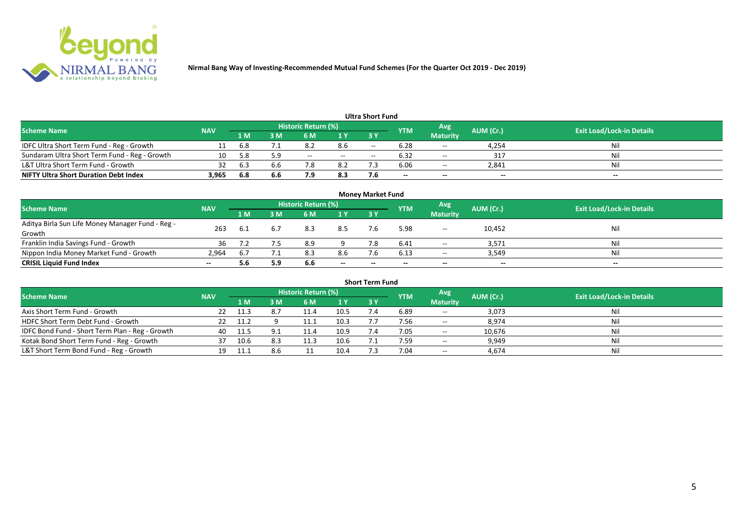**Nirmal Bang Way of Investing-Recommended Mutual Fund Schemes (For the Quarter Oct 2019 - Dec 2019)**

### Ultra Short Fund

| Scheme Name | NAV | Historic Return (%) | | | | | YTM | Avg Maturity | AUM (Cr.) | Exit Load/Lock-in Details |
|---|---|---|---|---|---|---|---|---|---|---|
| | | 1 M | 3 M | 6 M | 1 Y | 3 Y | | | | |
| IDFC Ultra Short Term Fund - Reg - Growth | 11 | 6.8 | 7.1 | 8.2 | 8.6 | -- | 6.28 | -- | 4,254 | Nil |
| Sundaram Ultra Short Term Fund - Reg - Growth | 10 | 5.8 | 5.9 | -- | -- | -- | 6.32 | -- | 317 | Nil |
| L&T Ultra Short Term Fund - Growth | 32 | 6.3 | 6.6 | 7.8 | 8.2 | 7.3 | 6.06 | -- | 2,841 | Nil |
| **NIFTY Ultra Short Duration Debt Index** | **3,965** | **6.8** | **6.6** | **7.9** | **8.3** | **7.6** | **--** | **--** | **--** | **--** |

### Money Market Fund

| Scheme Name | NAV | Historic Return (%) | | | | | YTM | Avg Maturity | AUM (Cr.) | Exit Load/Lock-in Details |
|---|---|---|---|---|---|---|---|---|---|---|
| | | 1 M | 3 M | 6 M | 1 Y | 3 Y | | | | |
| Aditya Birla Sun Life Money Manager Fund - Reg - Growth | 263 | 6.1 | 6.7 | 8.3 | 8.5 | 7.6 | 5.98 | -- | 10,452 | Nil |
| Franklin India Savings Fund - Growth | 36 | 7.2 | 7.5 | 8.9 | 9 | 7.8 | 6.41 | -- | 3,571 | Nil |
| Nippon India Money Market Fund - Growth | 2,964 | 6.7 | 7.1 | 8.3 | 8.6 | 7.6 | 6.13 | -- | 3,549 | Nil |
| **CRISIL Liquid Fund Index** | **--** | **5.6** | **5.9** | **6.6** | **--** | **--** | **--** | **--** | **--** | **--** |

### Short Term Fund

| Scheme Name | NAV | Historic Return (%) | | | | | YTM | Avg Maturity | AUM (Cr.) | Exit Load/Lock-in Details |
|---|---|---|---|---|---|---|---|---|---|---|
| | | 1 M | 3 M | 6 M | 1 Y | 3 Y | | | | |
| Axis Short Term Fund - Growth | 22 | 11.3 | 8.7 | 11.4 | 10.5 | 7.4 | 6.89 | -- | 3,073 | Nil |
| HDFC Short Term Debt Fund - Growth | 22 | 11.2 | 9 | 11.1 | 10.3 | 7.7 | 7.56 | -- | 8,974 | Nil |
| IDFC Bond Fund - Short Term Plan - Reg - Growth | 40 | 11.5 | 9.1 | 11.4 | 10.9 | 7.4 | 7.05 | -- | 10,676 | Nil |
| Kotak Bond Short Term Fund - Reg - Growth | 37 | 10.6 | 8.3 | 11.3 | 10.6 | 7.1 | 7.59 | -- | 9,949 | Nil |
| L&T Short Term Bond Fund - Reg - Growth | 19 | 11.1 | 8.6 | 11 | 10.4 | 7.3 | 7.04 | -- | 4,674 | Nil |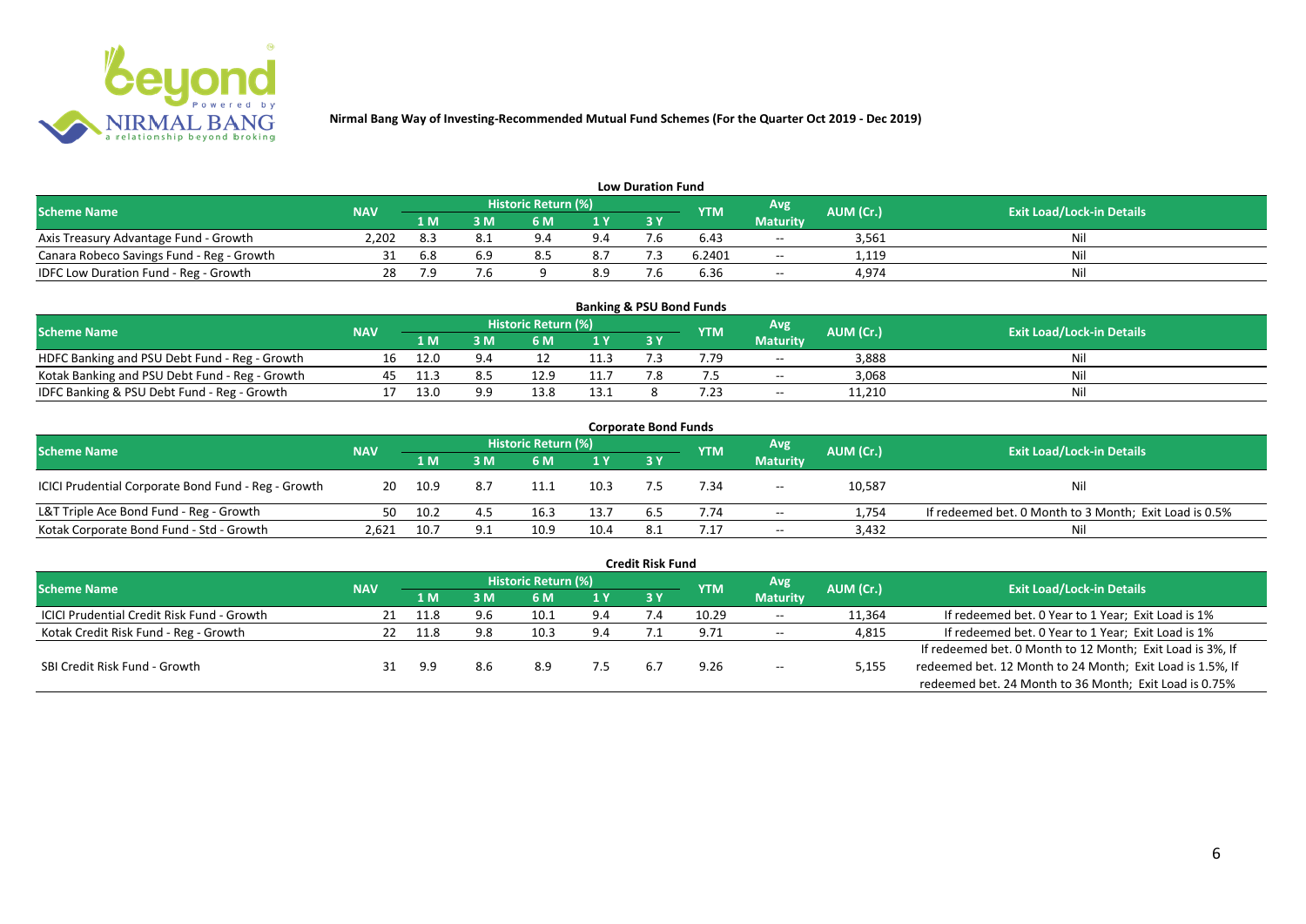**Nirmal Bang Way of Investing-Recommended Mutual Fund Schemes (For the Quarter Oct 2019 - Dec 2019)**

### Low Duration Fund

| Scheme Name | NAV | Historic Return (%) | | | | | YTM | Avg Maturity | AUM (Cr.) | Exit Load/Lock-in Details |
|---|---|---|---|---|---|---|---|---|---|---|
| | | 1 M | 3 M | 6 M | 1 Y | 3 Y | | | | |
| Axis Treasury Advantage Fund - Growth | 2,202 | 8.3 | 8.1 | 9.4 | 9.4 | 7.6 | 6.43 | -- | 3,561 | Nil |
| Canara Robeco Savings Fund - Reg - Growth | 31 | 6.8 | 6.9 | 8.5 | 8.7 | 7.3 | 6.2401 | -- | 1,119 | Nil |
| IDFC Low Duration Fund - Reg - Growth | 28 | 7.9 | 7.6 | 9 | 8.9 | 7.6 | 6.36 | -- | 4,974 | Nil |

### Banking & PSU Bond Funds

| Scheme Name | NAV | Historic Return (%) | | | | | YTM | Avg Maturity | AUM (Cr.) | Exit Load/Lock-in Details |
|---|---|---|---|---|---|---|---|---|---|---|
| | | 1 M | 3 M | 6 M | 1 Y | 3 Y | | | | |
| HDFC Banking and PSU Debt Fund - Reg - Growth | 16 | 12.0 | 9.4 | 12 | 11.3 | 7.3 | 7.79 | -- | 3,888 | Nil |
| Kotak Banking and PSU Debt Fund - Reg - Growth | 45 | 11.3 | 8.5 | 12.9 | 11.7 | 7.8 | 7.5 | -- | 3,068 | Nil |
| IDFC Banking & PSU Debt Fund - Reg - Growth | 17 | 13.0 | 9.9 | 13.8 | 13.1 | 8 | 7.23 | -- | 11,210 | Nil |

### Corporate Bond Funds

| Scheme Name | NAV | Historic Return (%) | | | | | YTM | Avg Maturity | AUM (Cr.) | Exit Load/Lock-in Details |
|---|---|---|---|---|---|---|---|---|---|---|
| | | 1 M | 3 M | 6 M | 1 Y | 3 Y | | | | |
| ICICI Prudential Corporate Bond Fund - Reg - Growth | 20 | 10.9 | 8.7 | 11.1 | 10.3 | 7.5 | 7.34 | -- | 10,587 | Nil |
| L&T Triple Ace Bond Fund - Reg - Growth | 50 | 10.2 | 4.5 | 16.3 | 13.7 | 6.5 | 7.74 | -- | 1,754 | If redeemed bet. 0 Month to 3 Month; Exit Load is 0.5% |
| Kotak Corporate Bond Fund - Std - Growth | 2,621 | 10.7 | 9.1 | 10.9 | 10.4 | 8.1 | 7.17 | -- | 3,432 | Nil |

### Credit Risk Fund

| Scheme Name | NAV | Historic Return (%) | | | | | YTM | Avg Maturity | AUM (Cr.) | Exit Load/Lock-in Details |
|---|---|---|---|---|---|---|---|---|---|---|
| | | 1 M | 3 M | 6 M | 1 Y | 3 Y | | | | |
| ICICI Prudential Credit Risk Fund - Growth | 21 | 11.8 | 9.6 | 10.1 | 9.4 | 7.4 | 10.29 | -- | 11,364 | If redeemed bet. 0 Year to 1 Year; Exit Load is 1% |
| Kotak Credit Risk Fund - Reg - Growth | 22 | 11.8 | 9.8 | 10.3 | 9.4 | 7.1 | 9.71 | -- | 4,815 | If redeemed bet. 0 Year to 1 Year; Exit Load is 1% |
| SBI Credit Risk Fund - Growth | 31 | 9.9 | 8.6 | 8.9 | 7.5 | 6.7 | 9.26 | -- | 5,155 | If redeemed bet. 0 Month to 12 Month; Exit Load is 3%, If redeemed bet. 12 Month to 24 Month; Exit Load is 1.5%, If redeemed bet. 24 Month to 36 Month; Exit Load is 0.75% |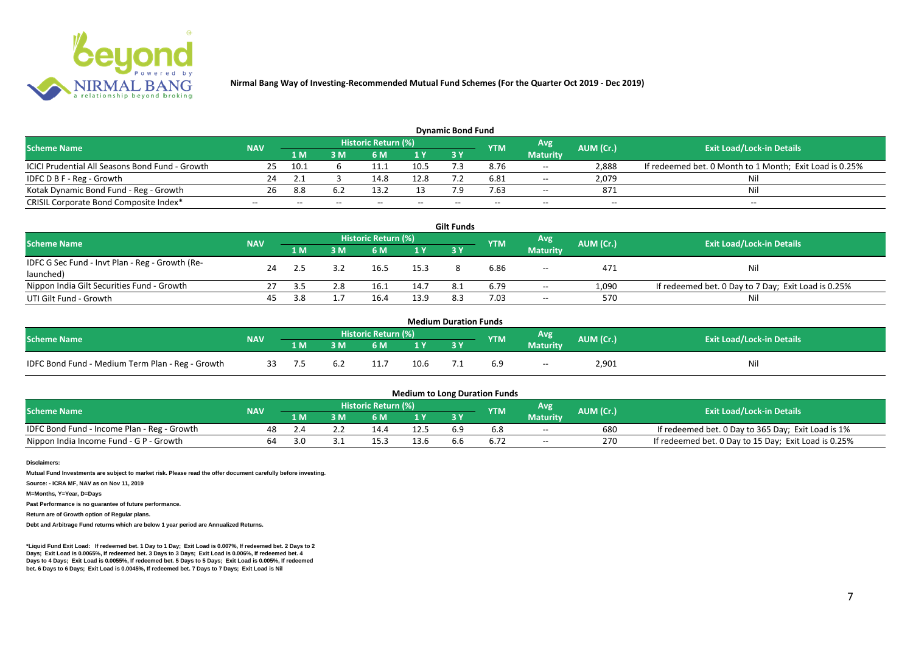# Nirmal Bang Way of Investing-Recommended Mutual Fund Schemes (For the Quarter Oct 2019 - Dec 2019)

**Dynamic Bond Fund**

| Scheme Name | NAV | Historic Return (%) | | | | | YTM | Avg Maturity | AUM (Cr.) | Exit Load/Lock-in Details |
|---|---|---|---|---|---|---|---|---|---|---|
| | | 1 M | 3 M | 6 M | 1 Y | 3 Y | | | | |
| ICICI Prudential All Seasons Bond Fund - Growth | 25 | 10.1 | 6 | 11.1 | 10.5 | 7.3 | 8.76 | -- | 2,888 | If redeemed bet. 0 Month to 1 Month; Exit Load is 0.25% |
| IDFC D B F - Reg - Growth | 24 | 2.1 | 3 | 14.8 | 12.8 | 7.2 | 6.81 | -- | 2,079 | Nil |
| Kotak Dynamic Bond Fund - Reg - Growth | 26 | 8.8 | 6.2 | 13.2 | 13 | 7.9 | 7.63 | -- | 871 | Nil |
| CRISIL Corporate Bond Composite Index* | -- | -- | -- | -- | -- | -- | -- | -- | -- | -- |

**Gilt Funds**

| Scheme Name | NAV | Historic Return (%) | | | | | YTM | Avg Maturity | AUM (Cr.) | Exit Load/Lock-in Details |
|---|---|---|---|---|---|---|---|---|---|---|
| | | 1 M | 3 M | 6 M | 1 Y | 3 Y | | | | |
| IDFC G Sec Fund - Invt Plan - Reg - Growth (Re-launched) | 24 | 2.5 | 3.2 | 16.5 | 15.3 | 8 | 6.86 | -- | 471 | Nil |
| Nippon India Gilt Securities Fund - Growth | 27 | 3.5 | 2.8 | 16.1 | 14.7 | 8.1 | 6.79 | -- | 1,090 | If redeemed bet. 0 Day to 7 Day; Exit Load is 0.25% |
| UTI Gilt Fund - Growth | 45 | 3.8 | 1.7 | 16.4 | 13.9 | 8.3 | 7.03 | -- | 570 | Nil |

**Medium Duration Funds**

| Scheme Name | NAV | Historic Return (%) | | | | | YTM | Avg Maturity | AUM (Cr.) | Exit Load/Lock-in Details |
|---|---|---|---|---|---|---|---|---|---|---|
| | | 1 M | 3 M | 6 M | 1 Y | 3 Y | | | | |
| IDFC Bond Fund - Medium Term Plan - Reg - Growth | 33 | 7.5 | 6.2 | 11.7 | 10.6 | 7.1 | 6.9 | -- | 2,901 | Nil |

**Medium to Long Duration Funds**

| Scheme Name | NAV | Historic Return (%) | | | | | YTM | Avg Maturity | AUM (Cr.) | Exit Load/Lock-in Details |
|---|---|---|---|---|---|---|---|---|---|---|
| | | 1 M | 3 M | 6 M | 1 Y | 3 Y | | | | |
| IDFC Bond Fund - Income Plan - Reg - Growth | 48 | 2.4 | 2.2 | 14.4 | 12.5 | 6.9 | 6.8 | -- | 680 | If redeemed bet. 0 Day to 365 Day; Exit Load is 1% |
| Nippon India Income Fund - G P - Growth | 64 | 3.0 | 3.1 | 15.3 | 13.6 | 6.6 | 6.72 | -- | 270 | If redeemed bet. 0 Day to 15 Day; Exit Load is 0.25% |

**Disclaimers:**

**Mutual Fund Investments are subject to market risk. Please read the offer document carefully before investing.**

**Source: - ICRA MF, NAV as on Nov 11, 2019**

**M=Months, Y=Year, D=Days**

**Past Performance is no guarantee of future performance.**

**Return are of Growth option of Regular plans.**

**Debt and Arbitrage Fund returns which are below 1 year period are Annualized Returns.**

***Liquid Fund Exit Load: If redeemed bet. 1 Day to 1 Day; Exit Load is 0.007%, If redeemed bet. 2 Days to 2 Days; Exit Load is 0.0065%, If redeemed bet. 3 Days to 3 Days; Exit Load is 0.006%, If redeemed bet. 4 Days to 4 Days; Exit Load is 0.0055%, If redeemed bet. 5 Days to 5 Days; Exit Load is 0.005%, If redeemed bet. 6 Days to 6 Days; Exit Load is 0.0045%, If redeemed bet. 7 Days to 7 Days; Exit Load is Nil**